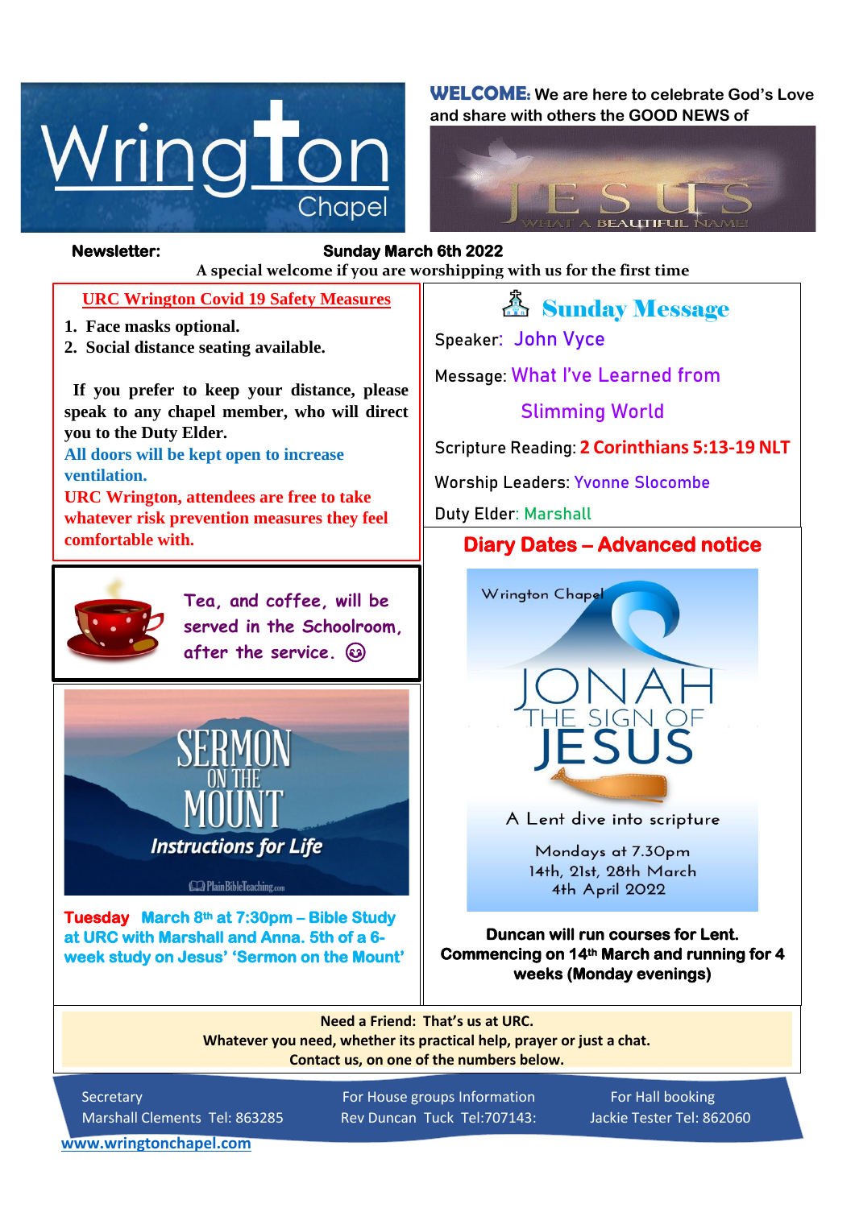# Wrington Chapel

**WELCOME:** We are here to celebrate God's Love and share with others the GOOD NEWS of

JESUS — WHAT A BEAUTIFUL NAME!

**Newsletter:** **Sunday March 6th 2022**

**A special welcome if you are worshipping with us for the first time**

## URC Wrington Covid 19 Safety Measures

1. **Face masks optional.**
2. **Social distance seating available.**

**If you prefer to keep your distance, please speak to any chapel member, who will direct you to the Duty Elder.**

**All doors will be kept open to increase ventilation.**

**URC Wrington, attendees are free to take whatever risk prevention measures they feel comfortable with.**

Tea, and coffee, will be served in the Schoolroom, after the service. ☺

SERMON ON THE MOUNT — *Instructions for Life*

PlainBibleTeaching.com

**Tuesday March 8th at 7:30pm – Bible Study at URC with Marshall and Anna. 5th of a 6-week study on Jesus' 'Sermon on the Mount'**

## Sunday Message

Speaker: John Vyce

Message: What I've Learned from Slimming World

Scripture Reading: **2 Corinthians 5:13-19 NLT**

Worship Leaders: Yvonne Slocombe

Duty Elder: Marshall

## Diary Dates – Advanced notice

Wrington Chapel

JONAH THE SIGN OF JESUS

A Lent dive into scripture

Mondays at 7.30pm
14th, 21st, 28th March
4th April 2022

**Duncan will run courses for Lent. Commencing on 14th March and running for 4 weeks (Monday evenings)**

**Need a Friend: That's us at URC.**
**Whatever you need, whether its practical help, prayer or just a chat.**
**Contact us, on one of the numbers below.**

Secretary
Marshall Clements Tel: 863285

For House groups Information
Rev Duncan Tuck Tel:707143:

For Hall booking
Jackie Tester Tel: 862060

www.wringtonchapel.com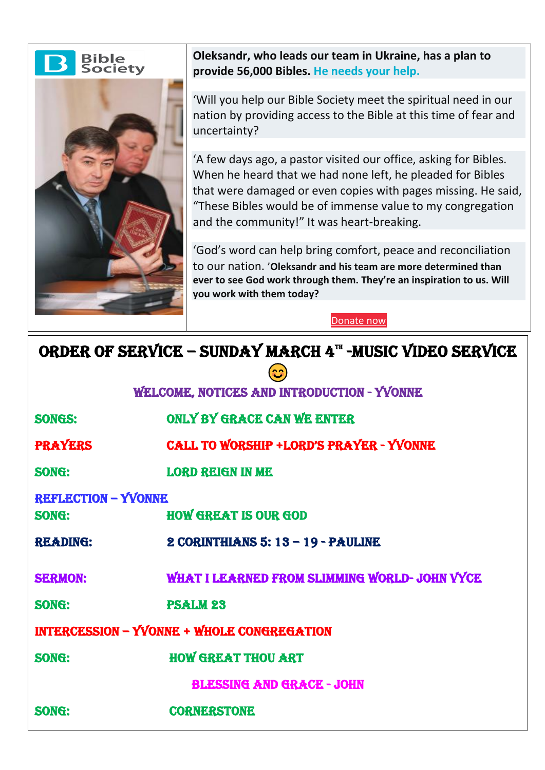Bible Society

**Oleksandr, who leads our team in Ukraine, has a plan to provide 56,000 Bibles. He needs your help.**

'Will you help our Bible Society meet the spiritual need in our nation by providing access to the Bible at this time of fear and uncertainty?

'A few days ago, a pastor visited our office, asking for Bibles. When he heard that we had none left, he pleaded for Bibles that were damaged or even copies with pages missing. He said, "These Bibles would be of immense value to my congregation and the community!" It was heart-breaking.

'God's word can help bring comfort, peace and reconciliation to our nation. '**Oleksandr and his team are more determined than ever to see God work through them. They're an inspiration to us. Will you work with them today?**

Donate now

## ORDER OF SERVICE – SUNDAY MARCH 4TH -MUSIC VIDEO SERVICE 😊

WELCOME, NOTICES AND INTRODUCTION - YVONNE

| | |
|---|---|
| SONGS: | ONLY BY GRACE CAN WE ENTER |
| PRAYERS | CALL TO WORSHIP +LORD'S PRAYER - YVONNE |
| SONG: | LORD REIGN IN ME |

REFLECTION – YVONNE

| | |
|---|---|
| SONG: | HOW GREAT IS OUR GOD |
| READING: | 2 CORINTHIANS 5: 13 – 19 - PAULINE |
| SERMON: | WHAT I LEARNED FROM SLIMMING WORLD- JOHN VYCE |
| SONG: | PSALM 23 |

INTERCESSION – YVONNE + WHOLE CONGREGATION

| | |
|---|---|
| SONG: | HOW GREAT THOU ART |

BLESSING AND GRACE - JOHN

| | |
|---|---|
| SONG: | CORNERSTONE |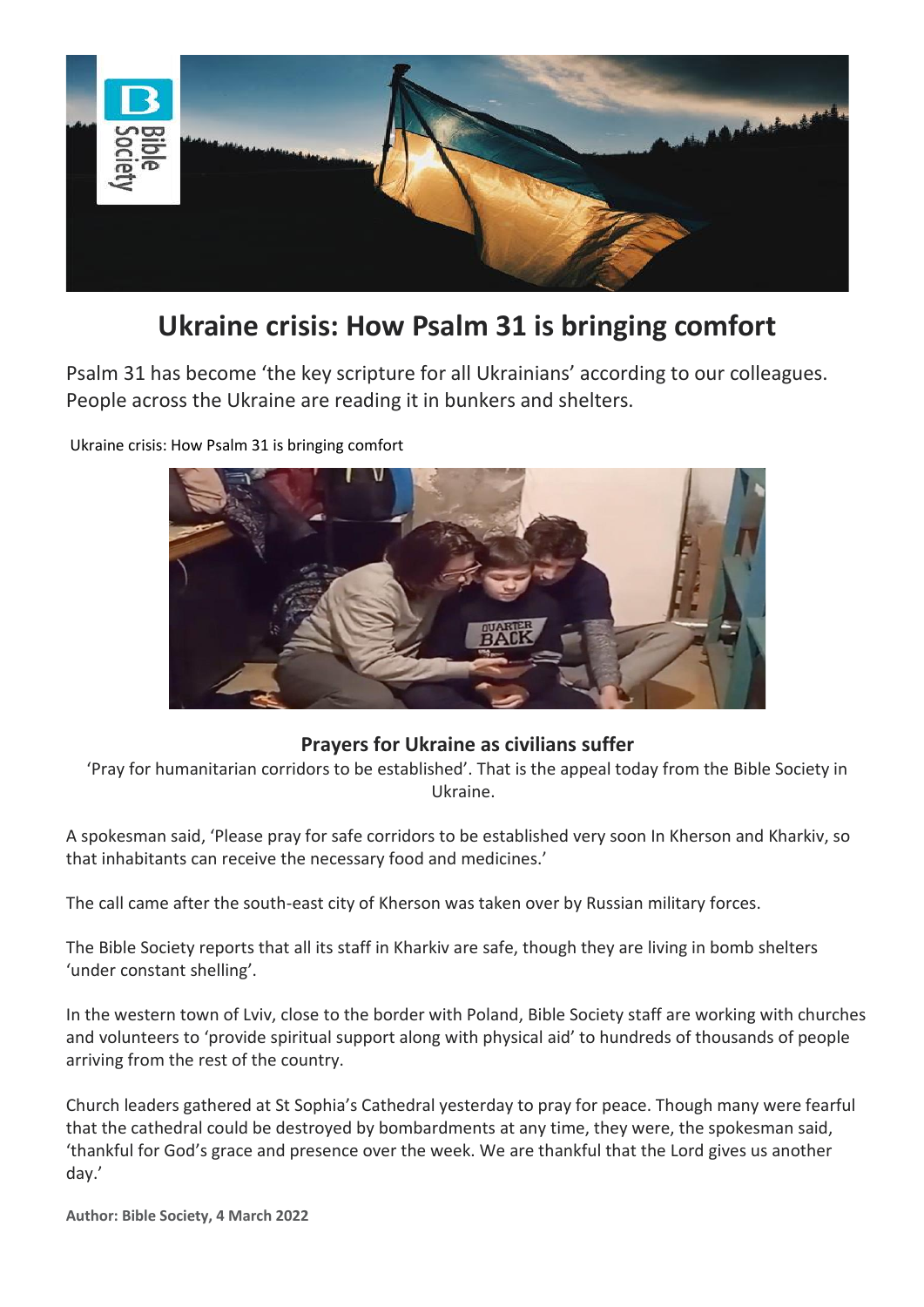# Ukraine crisis: How Psalm 31 is bringing comfort

Psalm 31 has become 'the key scripture for all Ukrainians' according to our colleagues. People across the Ukraine are reading it in bunkers and shelters.

Ukraine crisis: How Psalm 31 is bringing comfort

## Prayers for Ukraine as civilians suffer

'Pray for humanitarian corridors to be established'. That is the appeal today from the Bible Society in Ukraine.

A spokesman said, 'Please pray for safe corridors to be established very soon In Kherson and Kharkiv, so that inhabitants can receive the necessary food and medicines.'

The call came after the south-east city of Kherson was taken over by Russian military forces.

The Bible Society reports that all its staff in Kharkiv are safe, though they are living in bomb shelters 'under constant shelling'.

In the western town of Lviv, close to the border with Poland, Bible Society staff are working with churches and volunteers to 'provide spiritual support along with physical aid' to hundreds of thousands of people arriving from the rest of the country.

Church leaders gathered at St Sophia's Cathedral yesterday to pray for peace. Though many were fearful that the cathedral could be destroyed by bombardments at any time, they were, the spokesman said, 'thankful for God's grace and presence over the week. We are thankful that the Lord gives us another day.'

**Author: Bible Society, 4 March 2022**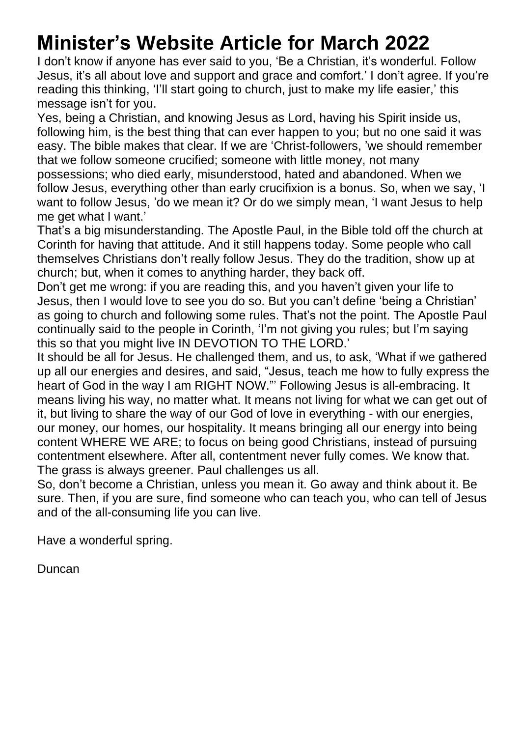# Minister's Website Article for March 2022

I don't know if anyone has ever said to you, 'Be a Christian, it's wonderful. Follow Jesus, it's all about love and support and grace and comfort.' I don't agree. If you're reading this thinking, 'I'll start going to church, just to make my life easier,' this message isn't for you.

Yes, being a Christian, and knowing Jesus as Lord, having his Spirit inside us, following him, is the best thing that can ever happen to you; but no one said it was easy. The bible makes that clear. If we are 'Christ-followers, 'we should remember that we follow someone crucified; someone with little money, not many possessions; who died early, misunderstood, hated and abandoned. When we follow Jesus, everything other than early crucifixion is a bonus. So, when we say, 'I want to follow Jesus, 'do we mean it? Or do we simply mean, 'I want Jesus to help me get what I want.'

That's a big misunderstanding. The Apostle Paul, in the Bible told off the church at Corinth for having that attitude. And it still happens today. Some people who call themselves Christians don't really follow Jesus. They do the tradition, show up at church; but, when it comes to anything harder, they back off.

Don't get me wrong: if you are reading this, and you haven't given your life to Jesus, then I would love to see you do so. But you can't define 'being a Christian' as going to church and following some rules. That's not the point. The Apostle Paul continually said to the people in Corinth, 'I'm not giving you rules; but I'm saying this so that you might live IN DEVOTION TO THE LORD.'

It should be all for Jesus. He challenged them, and us, to ask, 'What if we gathered up all our energies and desires, and said, "Jesus, teach me how to fully express the heart of God in the way I am RIGHT NOW."' Following Jesus is all-embracing. It means living his way, no matter what. It means not living for what we can get out of it, but living to share the way of our God of love in everything - with our energies, our money, our homes, our hospitality. It means bringing all our energy into being content WHERE WE ARE; to focus on being good Christians, instead of pursuing contentment elsewhere. After all, contentment never fully comes. We know that. The grass is always greener. Paul challenges us all.

So, don't become a Christian, unless you mean it. Go away and think about it. Be sure. Then, if you are sure, find someone who can teach you, who can tell of Jesus and of the all-consuming life you can live.

Have a wonderful spring.

Duncan